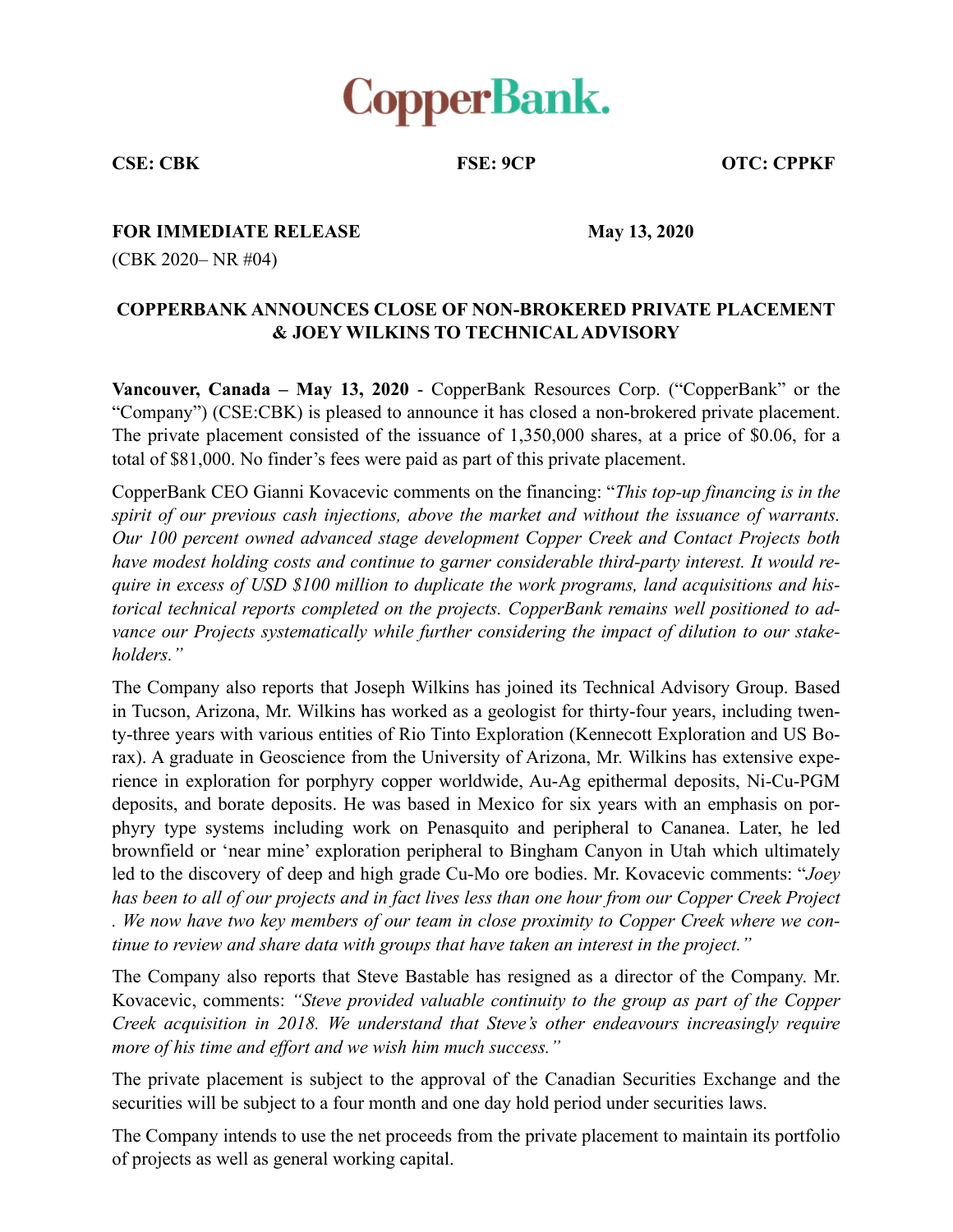# CopperBank.

**CSE: CBK** **FSE: 9CP** **OTC: CPPKF**

**FOR IMMEDIATE RELEASE** **May 13, 2020**

(CBK 2020– NR #04)

## COPPERBANK ANNOUNCES CLOSE OF NON-BROKERED PRIVATE PLACEMENT & JOEY WILKINS TO TECHNICAL ADVISORY

**Vancouver, Canada – May 13, 2020** - CopperBank Resources Corp. ("CopperBank" or the "Company") (CSE:CBK) is pleased to announce it has closed a non-brokered private placement. The private placement consisted of the issuance of 1,350,000 shares, at a price of $0.06, for a total of $81,000. No finder's fees were paid as part of this private placement.

CopperBank CEO Gianni Kovacevic comments on the financing: "*This top-up financing is in the spirit of our previous cash injections, above the market and without the issuance of warrants. Our 100 percent owned advanced stage development Copper Creek and Contact Projects both have modest holding costs and continue to garner considerable third-party interest. It would require in excess of USD $100 million to duplicate the work programs, land acquisitions and historical technical reports completed on the projects. CopperBank remains well positioned to advance our Projects systematically while further considering the impact of dilution to our stakeholders.*"

The Company also reports that Joseph Wilkins has joined its Technical Advisory Group. Based in Tucson, Arizona, Mr. Wilkins has worked as a geologist for thirty-four years, including twenty-three years with various entities of Rio Tinto Exploration (Kennecott Exploration and US Borax). A graduate in Geoscience from the University of Arizona, Mr. Wilkins has extensive experience in exploration for porphyry copper worldwide, Au-Ag epithermal deposits, Ni-Cu-PGM deposits, and borate deposits. He was based in Mexico for six years with an emphasis on porphyry type systems including work on Penasquito and peripheral to Cananea. Later, he led brownfield or 'near mine' exploration peripheral to Bingham Canyon in Utah which ultimately led to the discovery of deep and high grade Cu-Mo ore bodies. Mr. Kovacevic comments: "*Joey has been to all of our projects and in fact lives less than one hour from our Copper Creek Project . We now have two key members of our team in close proximity to Copper Creek where we continue to review and share data with groups that have taken an interest in the project.*"

The Company also reports that Steve Bastable has resigned as a director of the Company. Mr. Kovacevic, comments: *"Steve provided valuable continuity to the group as part of the Copper Creek acquisition in 2018. We understand that Steve's other endeavours increasingly require more of his time and effort and we wish him much success."*

The private placement is subject to the approval of the Canadian Securities Exchange and the securities will be subject to a four month and one day hold period under securities laws.

The Company intends to use the net proceeds from the private placement to maintain its portfolio of projects as well as general working capital.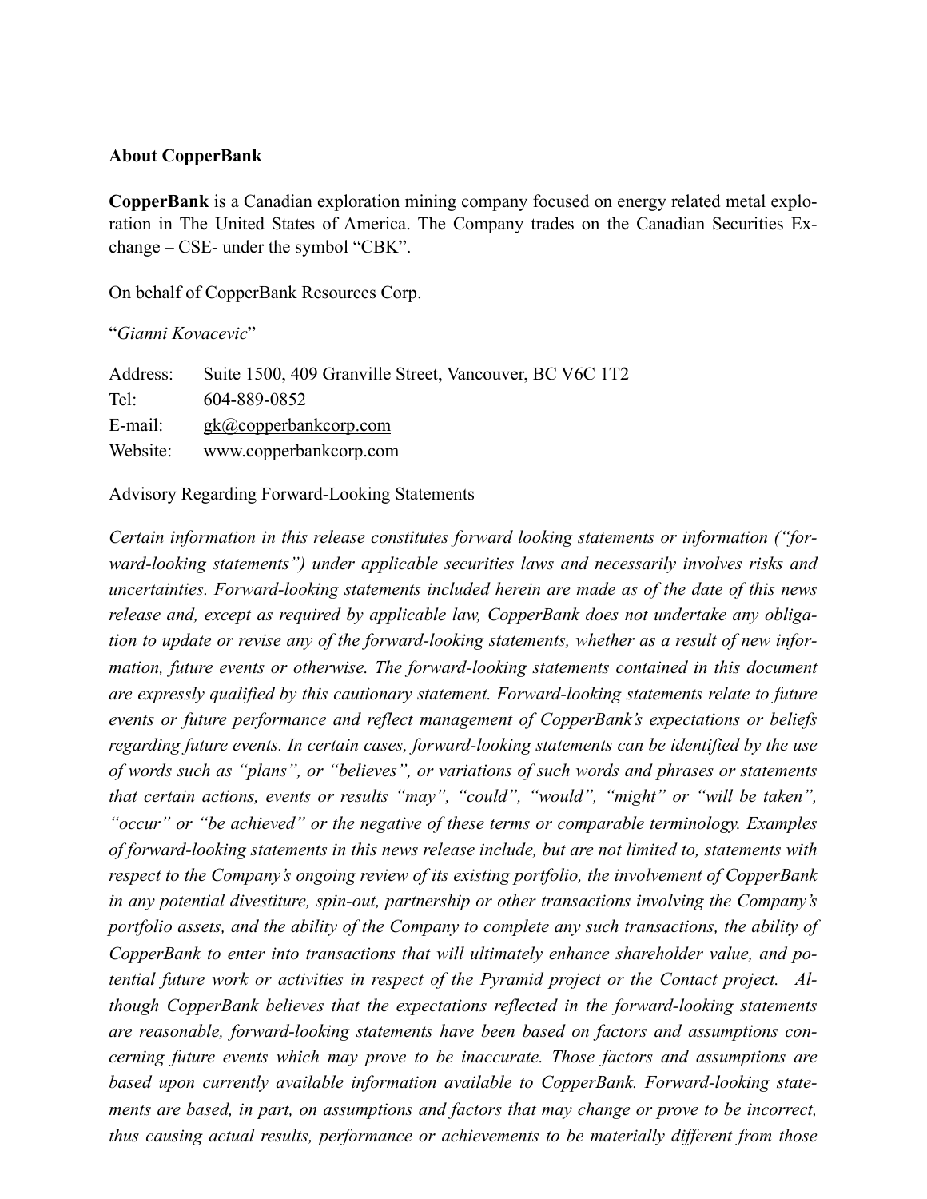**About CopperBank**

**CopperBank** is a Canadian exploration mining company focused on energy related metal exploration in The United States of America. The Company trades on the Canadian Securities Exchange – CSE- under the symbol "CBK".

On behalf of CopperBank Resources Corp.

"*Gianni Kovacevic*"

| | |
|---|---|
| Address: | Suite 1500, 409 Granville Street, Vancouver, BC V6C 1T2 |
| Tel: | 604-889-0852 |
| E-mail: | gk@copperbankcorp.com |
| Website: | www.copperbankcorp.com |

Advisory Regarding Forward-Looking Statements

*Certain information in this release constitutes forward looking statements or information ("forward-looking statements") under applicable securities laws and necessarily involves risks and uncertainties. Forward-looking statements included herein are made as of the date of this news release and, except as required by applicable law, CopperBank does not undertake any obligation to update or revise any of the forward-looking statements, whether as a result of new information, future events or otherwise. The forward-looking statements contained in this document are expressly qualified by this cautionary statement. Forward-looking statements relate to future events or future performance and reflect management of CopperBank's expectations or beliefs regarding future events. In certain cases, forward-looking statements can be identified by the use of words such as "plans", or "believes", or variations of such words and phrases or statements that certain actions, events or results "may", "could", "would", "might" or "will be taken", "occur" or "be achieved" or the negative of these terms or comparable terminology. Examples of forward-looking statements in this news release include, but are not limited to, statements with respect to the Company's ongoing review of its existing portfolio, the involvement of CopperBank in any potential divestiture, spin-out, partnership or other transactions involving the Company's portfolio assets, and the ability of the Company to complete any such transactions, the ability of CopperBank to enter into transactions that will ultimately enhance shareholder value, and potential future work or activities in respect of the Pyramid project or the Contact project. Although CopperBank believes that the expectations reflected in the forward-looking statements are reasonable, forward-looking statements have been based on factors and assumptions concerning future events which may prove to be inaccurate. Those factors and assumptions are based upon currently available information available to CopperBank. Forward-looking statements are based, in part, on assumptions and factors that may change or prove to be incorrect, thus causing actual results, performance or achievements to be materially different from those*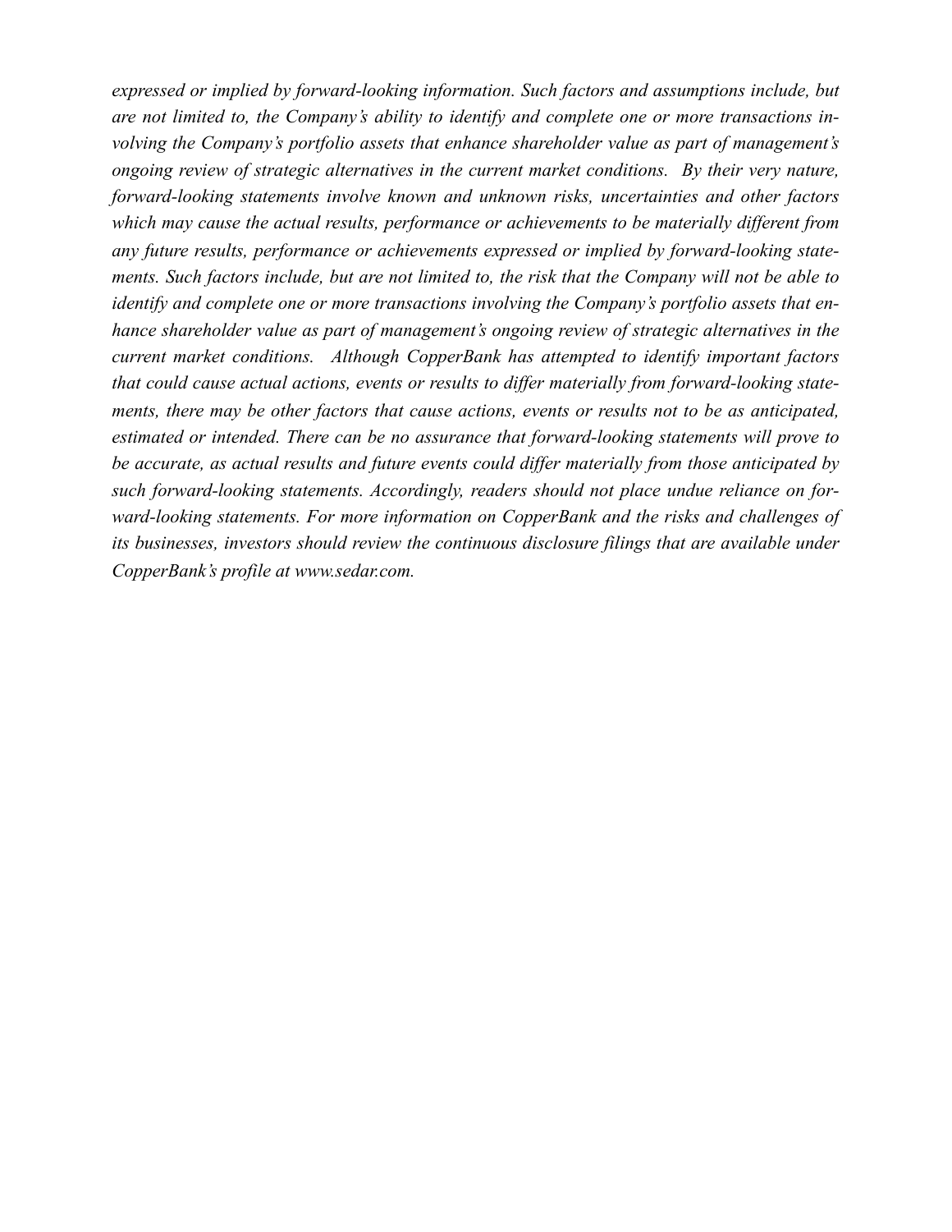*expressed or implied by forward-looking information. Such factors and assumptions include, but are not limited to, the Company's ability to identify and complete one or more transactions involving the Company's portfolio assets that enhance shareholder value as part of management's ongoing review of strategic alternatives in the current market conditions. By their very nature, forward-looking statements involve known and unknown risks, uncertainties and other factors which may cause the actual results, performance or achievements to be materially different from any future results, performance or achievements expressed or implied by forward-looking statements. Such factors include, but are not limited to, the risk that the Company will not be able to identify and complete one or more transactions involving the Company's portfolio assets that enhance shareholder value as part of management's ongoing review of strategic alternatives in the current market conditions. Although CopperBank has attempted to identify important factors that could cause actual actions, events or results to differ materially from forward-looking statements, there may be other factors that cause actions, events or results not to be as anticipated, estimated or intended. There can be no assurance that forward-looking statements will prove to be accurate, as actual results and future events could differ materially from those anticipated by such forward-looking statements. Accordingly, readers should not place undue reliance on forward-looking statements. For more information on CopperBank and the risks and challenges of its businesses, investors should review the continuous disclosure filings that are available under CopperBank's profile at www.sedar.com.*